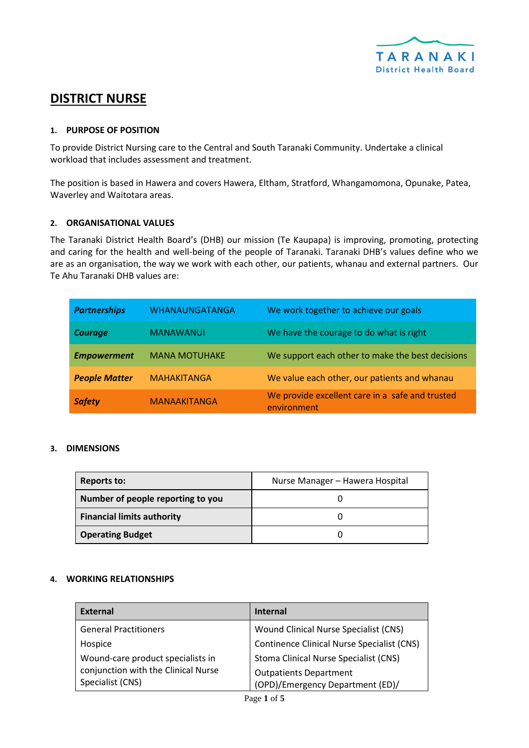# DISTRICT NURSE

## 1. PURPOSE OF POSITION

To provide District Nursing care to the Central and South Taranaki Community. Undertake a clinical workload that includes assessment and treatment.

The position is based in Hawera and covers Hawera, Eltham, Stratford, Whangamomona, Opunake, Patea, Waverley and Waitotara areas.

## 2. ORGANISATIONAL VALUES

The Taranaki District Health Board's (DHB) our mission (Te Kaupapa) is improving, promoting, protecting and caring for the health and well-being of the people of Taranaki. Taranaki DHB's values define who we are as an organisation, the way we work with each other, our patients, whanau and external partners. Our Te Ahu Taranaki DHB values are:

| | | |
|---|---|---|
| ***Partnerships*** | WHANAUNGATANGA | We work together to achieve our goals |
| ***Courage*** | MANAWANUI | We have the courage to do what is right |
| ***Empowerment*** | MANA MOTUHAKE | We support each other to make the best decisions |
| ***People Matter*** | MAHAKITANGA | We value each other, our patients and whanau |
| ***Safety*** | MANAAKITANGA | We provide excellent care in a safe and trusted environment |

## 3. DIMENSIONS

| | |
|---|---|
| **Reports to:** | Nurse Manager – Hawera Hospital |
| **Number of people reporting to you** | 0 |
| **Financial limits authority** | 0 |
| **Operating Budget** | 0 |

## 4. WORKING RELATIONSHIPS

| External | Internal |
|---|---|
| General Practitioners<br>Hospice<br>Wound-care product specialists in conjunction with the Clinical Nurse Specialist (CNS) | Wound Clinical Nurse Specialist (CNS)<br>Continence Clinical Nurse Specialist (CNS)<br>Stoma Clinical Nurse Specialist (CNS)<br>Outpatients Department (OPD)/Emergency Department (ED)/ |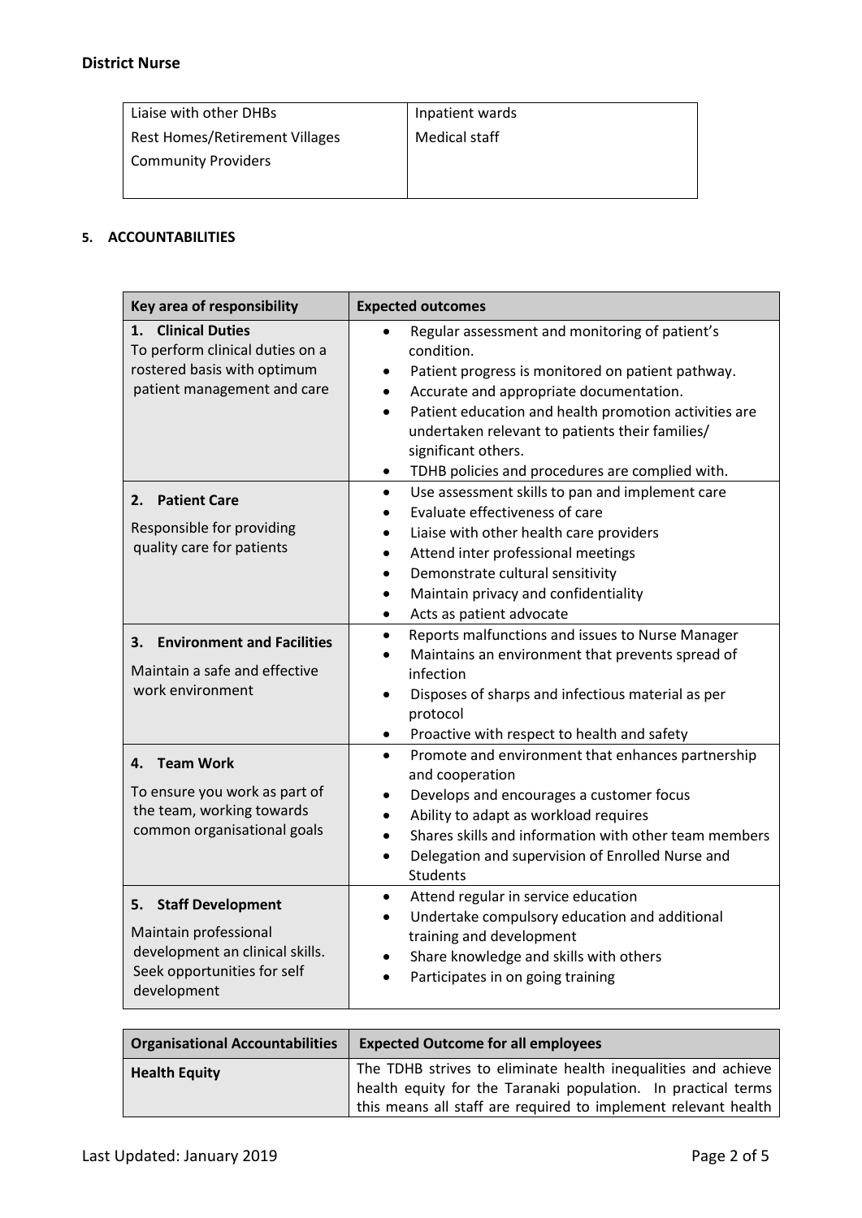| | |
|---|---|
| Liaise with other DHBs<br>Rest Homes/Retirement Villages<br>Community Providers | Inpatient wards<br>Medical staff |

## 5. ACCOUNTABILITIES

| Key area of responsibility | Expected outcomes |
|---|---|
| **1. Clinical Duties**<br>To perform clinical duties on a rostered basis with optimum patient management and care | • Regular assessment and monitoring of patient's condition.<br>• Patient progress is monitored on patient pathway.<br>• Accurate and appropriate documentation.<br>• Patient education and health promotion activities are undertaken relevant to patients their families/ significant others.<br>• TDHB policies and procedures are complied with. |
| **2. Patient Care**<br>Responsible for providing quality care for patients | • Use assessment skills to pan and implement care<br>• Evaluate effectiveness of care<br>• Liaise with other health care providers<br>• Attend inter professional meetings<br>• Demonstrate cultural sensitivity<br>• Maintain privacy and confidentiality<br>• Acts as patient advocate |
| **3. Environment and Facilities**<br>Maintain a safe and effective work environment | • Reports malfunctions and issues to Nurse Manager<br>• Maintains an environment that prevents spread of infection<br>• Disposes of sharps and infectious material as per protocol<br>• Proactive with respect to health and safety |
| **4. Team Work**<br>To ensure you work as part of the team, working towards common organisational goals | • Promote and environment that enhances partnership and cooperation<br>• Develops and encourages a customer focus<br>• Ability to adapt as workload requires<br>• Shares skills and information with other team members<br>• Delegation and supervision of Enrolled Nurse and Students |
| **5. Staff Development**<br>Maintain professional development an clinical skills. Seek opportunities for self development | • Attend regular in service education<br>• Undertake compulsory education and additional training and development<br>• Share knowledge and skills with others<br>• Participates in on going training |

| Organisational Accountabilities | Expected Outcome for all employees |
|---|---|
| **Health Equity** | The TDHB strives to eliminate health inequalities and achieve health equity for the Taranaki population. In practical terms this means all staff are required to implement relevant health |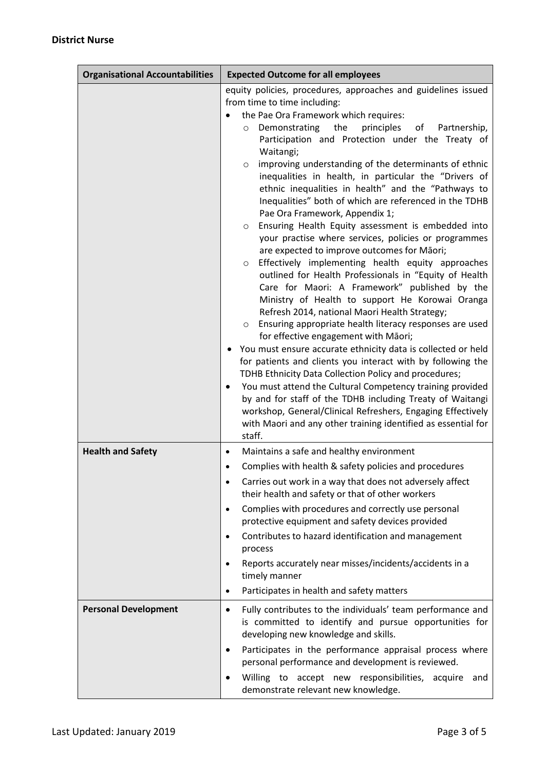**District Nurse**

| Organisational Accountabilities | Expected Outcome for all employees |
| --- | --- |
| | equity policies, procedures, approaches and guidelines issued from time to time including:<br>• the Pae Ora Framework which requires:<br>&nbsp;&nbsp;&nbsp;○ Demonstrating the principles of Partnership, Participation and Protection under the Treaty of Waitangi;<br>&nbsp;&nbsp;&nbsp;○ improving understanding of the determinants of ethnic inequalities in health, in particular the "Drivers of ethnic inequalities in health" and the "Pathways to Inequalities" both of which are referenced in the TDHB Pae Ora Framework, Appendix 1;<br>&nbsp;&nbsp;&nbsp;○ Ensuring Health Equity assessment is embedded into your practise where services, policies or programmes are expected to improve outcomes for Māori;<br>&nbsp;&nbsp;&nbsp;○ Effectively implementing health equity approaches outlined for Health Professionals in "Equity of Health Care for Maori: A Framework" published by the Ministry of Health to support He Korowai Oranga Refresh 2014, national Maori Health Strategy;<br>&nbsp;&nbsp;&nbsp;○ Ensuring appropriate health literacy responses are used for effective engagement with Māori;<br>• You must ensure accurate ethnicity data is collected or held for patients and clients you interact with by following the TDHB Ethnicity Data Collection Policy and procedures;<br>• You must attend the Cultural Competency training provided by and for staff of the TDHB including Treaty of Waitangi workshop, General/Clinical Refreshers, Engaging Effectively with Maori and any other training identified as essential for staff. |
| **Health and Safety** | • Maintains a safe and healthy environment<br>• Complies with health & safety policies and procedures<br>• Carries out work in a way that does not adversely affect their health and safety or that of other workers<br>• Complies with procedures and correctly use personal protective equipment and safety devices provided<br>• Contributes to hazard identification and management process<br>• Reports accurately near misses/incidents/accidents in a timely manner<br>• Participates in health and safety matters |
| **Personal Development** | • Fully contributes to the individuals' team performance and is committed to identify and pursue opportunities for developing new knowledge and skills.<br>• Participates in the performance appraisal process where personal performance and development is reviewed.<br>• Willing to accept new responsibilities, acquire and demonstrate relevant new knowledge. |

Last Updated: January 2019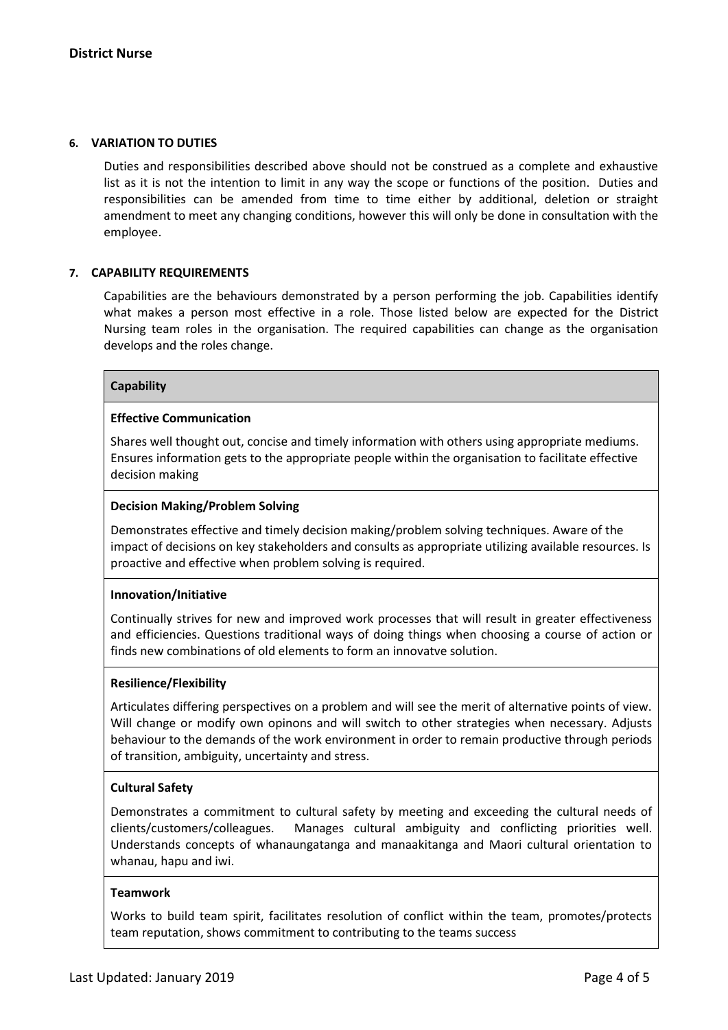## 6. VARIATION TO DUTIES

Duties and responsibilities described above should not be construed as a complete and exhaustive list as it is not the intention to limit in any way the scope or functions of the position. Duties and responsibilities can be amended from time to time either by additional, deletion or straight amendment to meet any changing conditions, however this will only be done in consultation with the employee.

## 7. CAPABILITY REQUIREMENTS

Capabilities are the behaviours demonstrated by a person performing the job. Capabilities identify what makes a person most effective in a role. Those listed below are expected for the District Nursing team roles in the organisation. The required capabilities can change as the organisation develops and the roles change.

| Capability |
|---|
| **Effective Communication**<br>Shares well thought out, concise and timely information with others using appropriate mediums. Ensures information gets to the appropriate people within the organisation to facilitate effective decision making |
| **Decision Making/Problem Solving**<br>Demonstrates effective and timely decision making/problem solving techniques. Aware of the impact of decisions on key stakeholders and consults as appropriate utilizing available resources. Is proactive and effective when problem solving is required. |
| **Innovation/Initiative**<br>Continually strives for new and improved work processes that will result in greater effectiveness and efficiencies. Questions traditional ways of doing things when choosing a course of action or finds new combinations of old elements to form an innovatve solution. |
| **Resilience/Flexibility**<br>Articulates differing perspectives on a problem and will see the merit of alternative points of view. Will change or modify own opinons and will switch to other strategies when necessary. Adjusts behaviour to the demands of the work environment in order to remain productive through periods of transition, ambiguity, uncertainty and stress. |
| **Cultural Safety**<br>Demonstrates a commitment to cultural safety by meeting and exceeding the cultural needs of clients/customers/colleagues. Manages cultural ambiguity and conflicting priorities well. Understands concepts of whanaungatanga and manaakitanga and Maori cultural orientation to whanau, hapu and iwi. |
| **Teamwork**<br>Works to build team spirit, facilitates resolution of conflict within the team, promotes/protects team reputation, shows commitment to contributing to the teams success |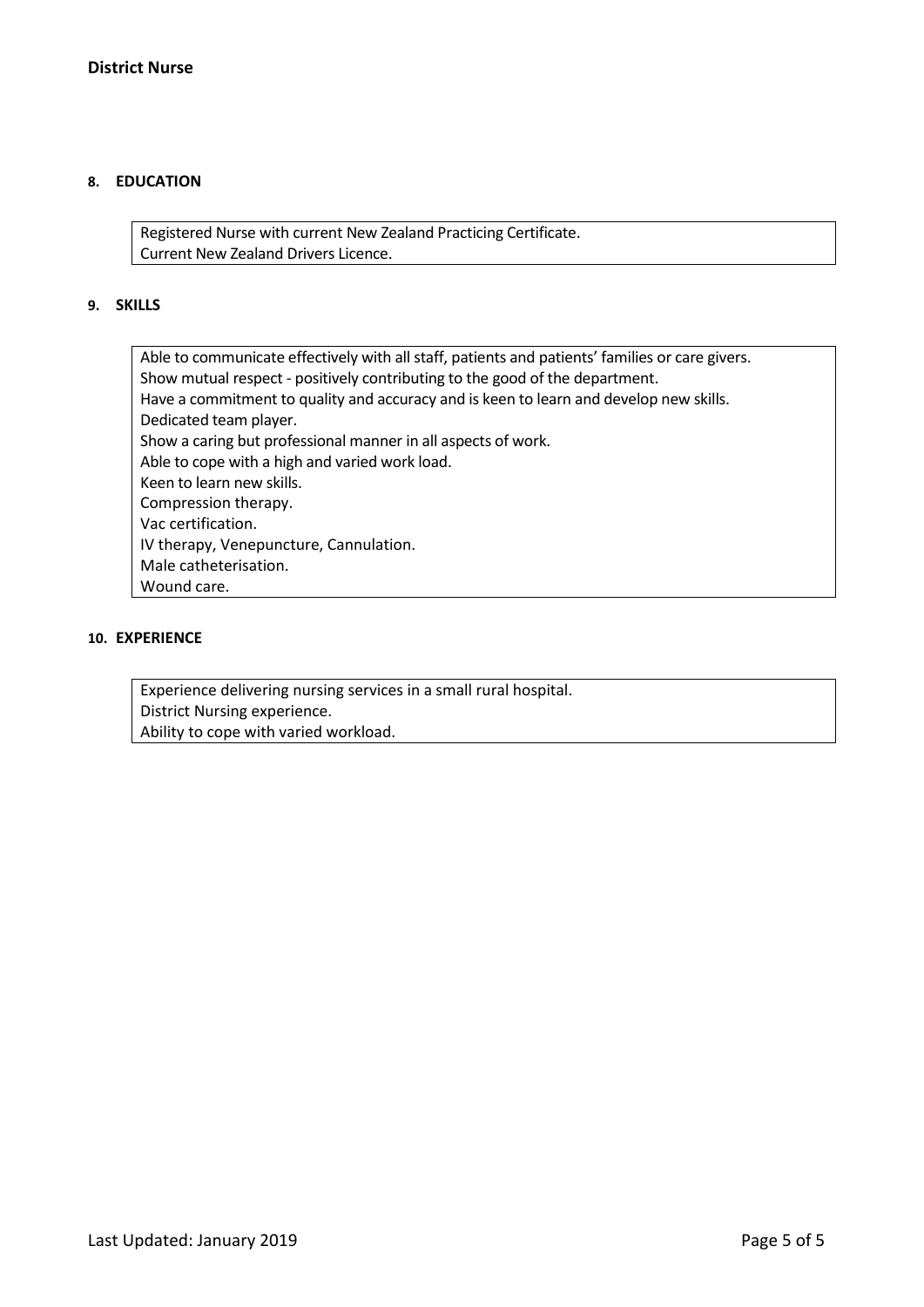## 8. EDUCATION

Registered Nurse with current New Zealand Practicing Certificate.
Current New Zealand Drivers Licence.

## 9. SKILLS

Able to communicate effectively with all staff, patients and patients' families or care givers.
Show mutual respect - positively contributing to the good of the department.
Have a commitment to quality and accuracy and is keen to learn and develop new skills.
Dedicated team player.
Show a caring but professional manner in all aspects of work.
Able to cope with a high and varied work load.
Keen to learn new skills.
Compression therapy.
Vac certification.
IV therapy, Venepuncture, Cannulation.
Male catheterisation.
Wound care.

## 10. EXPERIENCE

Experience delivering nursing services in a small rural hospital.
District Nursing experience.
Ability to cope with varied workload.